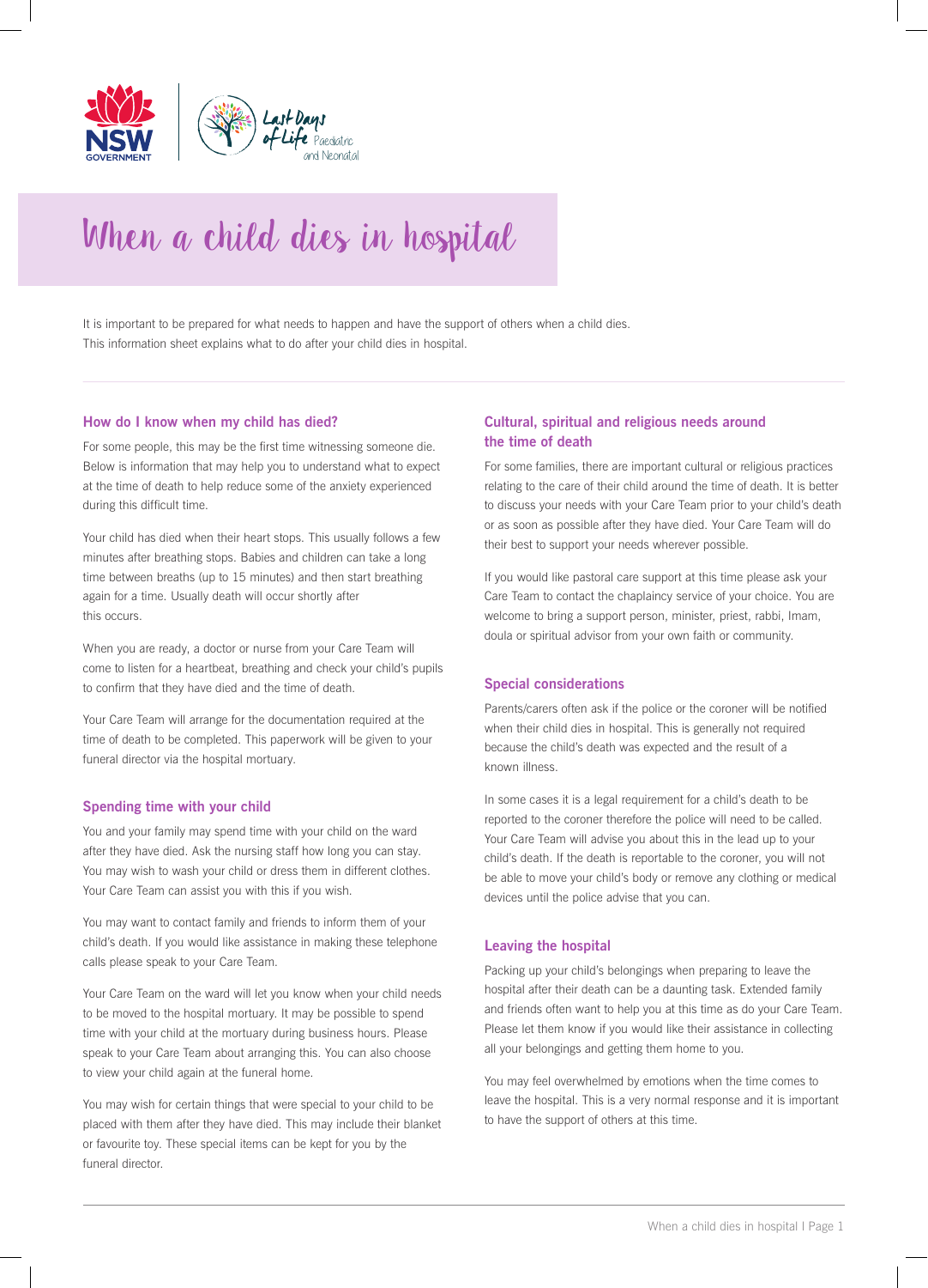# When a child dies in hospital

It is important to be prepared for what needs to happen and have the support of others when a child dies. This information sheet explains what to do after your child dies in hospital.

### How do I know when my child has died?

For some people, this may be the first time witnessing someone die. Below is information that may help you to understand what to expect at the time of death to help reduce some of the anxiety experienced during this difficult time.

Your child has died when their heart stops. This usually follows a few minutes after breathing stops. Babies and children can take a long time between breaths (up to 15 minutes) and then start breathing again for a time. Usually death will occur shortly after this occurs.

When you are ready, a doctor or nurse from your Care Team will come to listen for a heartbeat, breathing and check your child's pupils to confirm that they have died and the time of death.

Your Care Team will arrange for the documentation required at the time of death to be completed. This paperwork will be given to your funeral director via the hospital mortuary.

### Spending time with your child

You and your family may spend time with your child on the ward after they have died. Ask the nursing staff how long you can stay. You may wish to wash your child or dress them in different clothes. Your Care Team can assist you with this if you wish.

You may want to contact family and friends to inform them of your child's death. If you would like assistance in making these telephone calls please speak to your Care Team.

Your Care Team on the ward will let you know when your child needs to be moved to the hospital mortuary. It may be possible to spend time with your child at the mortuary during business hours. Please speak to your Care Team about arranging this. You can also choose to view your child again at the funeral home.

You may wish for certain things that were special to your child to be placed with them after they have died. This may include their blanket or favourite toy. These special items can be kept for you by the funeral director.

### Cultural, spiritual and religious needs around the time of death

For some families, there are important cultural or religious practices relating to the care of their child around the time of death. It is better to discuss your needs with your Care Team prior to your child's death or as soon as possible after they have died. Your Care Team will do their best to support your needs wherever possible.

If you would like pastoral care support at this time please ask your Care Team to contact the chaplaincy service of your choice. You are welcome to bring a support person, minister, priest, rabbi, Imam, doula or spiritual advisor from your own faith or community.

### Special considerations

Parents/carers often ask if the police or the coroner will be notified when their child dies in hospital. This is generally not required because the child's death was expected and the result of a known illness.

In some cases it is a legal requirement for a child's death to be reported to the coroner therefore the police will need to be called. Your Care Team will advise you about this in the lead up to your child's death. If the death is reportable to the coroner, you will not be able to move your child's body or remove any clothing or medical devices until the police advise that you can.

### Leaving the hospital

Packing up your child's belongings when preparing to leave the hospital after their death can be a daunting task. Extended family and friends often want to help you at this time as do your Care Team. Please let them know if you would like their assistance in collecting all your belongings and getting them home to you.

You may feel overwhelmed by emotions when the time comes to leave the hospital. This is a very normal response and it is important to have the support of others at this time.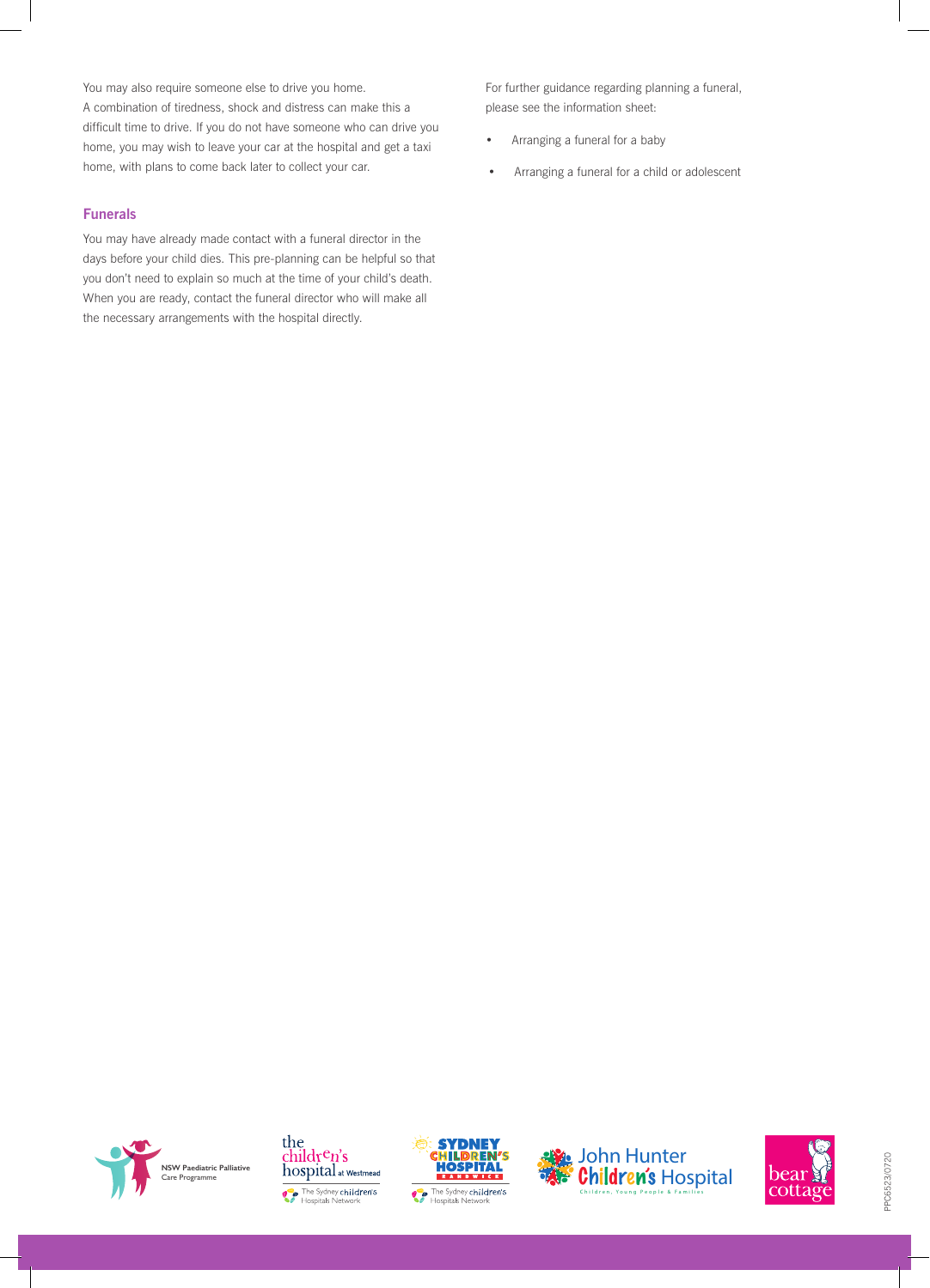You may also require someone else to drive you home. A combination of tiredness, shock and distress can make this a difficult time to drive. If you do not have someone who can drive you home, you may wish to leave your car at the hospital and get a taxi home, with plans to come back later to collect your car.

## Funerals

You may have already made contact with a funeral director in the days before your child dies. This pre-planning can be helpful so that you don't need to explain so much at the time of your child's death. When you are ready, contact the funeral director who will make all the necessary arrangements with the hospital directly.

For further guidance regarding planning a funeral, please see the information sheet:

- Arranging a funeral for a baby
- Arranging a funeral for a child or adolescent

NSW Paediatric Palliative Care Programme

the children's hospital at Westmead — The Sydney children's Hospitals Network

SYDNEY CHILDREN'S HOSPITAL RANDWICK — The Sydney children's Hospitals Network

John Hunter Children's Hospital — Children, Young People & Families

bear cottage

PPC6523/0720